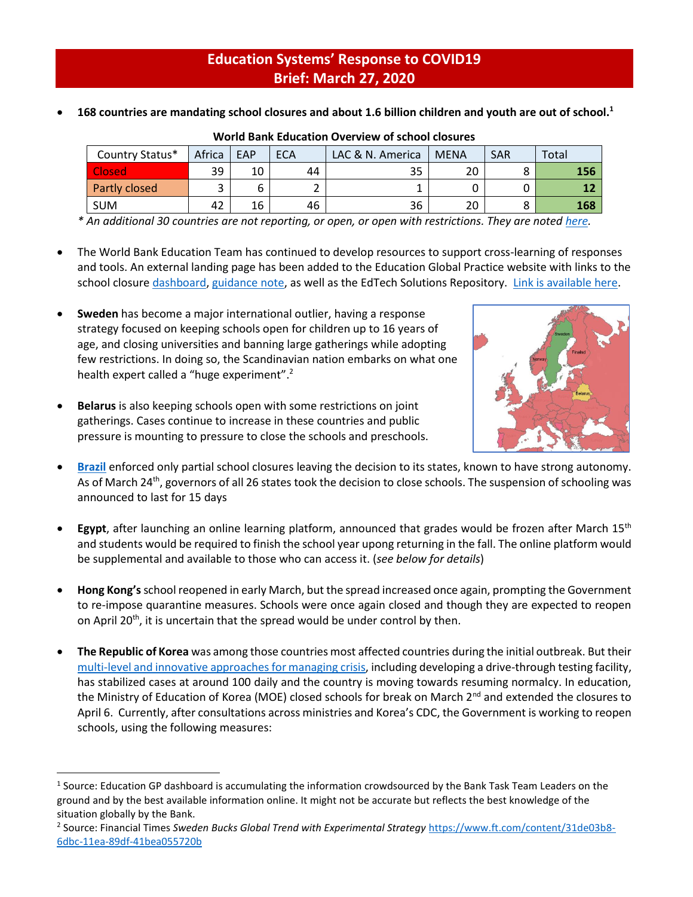# Education Systems' Response to COVID19
## Brief: March 27, 2020

- **168 countries are mandating school closures and about 1.6 billion children and youth are out of school.**[1]

**World Bank Education Overview of school closures**

| Country Status* | Africa | EAP | ECA | LAC & N. America | MENA | SAR | Total |
|---|---|---|---|---|---|---|---|
| Closed | 39 | 10 | 44 | 35 | 20 | 8 | **156** |
| Partly closed | 3 | 6 | 2 | 1 | 0 | 0 | **12** |
| SUM | 42 | 16 | 46 | 36 | 20 | 8 | **168** |

*\* An additional 30 countries are not reporting, or open, or open with restrictions. They are noted here.*

- The World Bank Education Team has continued to develop resources to support cross-learning of responses and tools. An external landing page has been added to the Education Global Practice website with links to the school closure dashboard, guidance note, as well as the EdTech Solutions Repository. Link is available here.

- **Sweden** has become a major international outlier, having a response strategy focused on keeping schools open for children up to 16 years of age, and closing universities and banning large gatherings while adopting few restrictions. In doing so, the Scandinavian nation embarks on what one health expert called a "huge experiment".[2]

- **Belarus** is also keeping schools open with some restrictions on joint gatherings. Cases continue to increase in these countries and public pressure is mounting to pressure to close the schools and preschools.

- **Brazil** enforced only partial school closures leaving the decision to its states, known to have strong autonomy. As of March 24th, governors of all 26 states took the decision to close schools. The suspension of schooling was announced to last for 15 days

- **Egypt**, after launching an online learning platform, announced that grades would be frozen after March 15th and students would be required to finish the school year upong returning in the fall. The online platform would be supplemental and available to those who can access it. (*see below for details*)

- **Hong Kong's** school reopened in early March, but the spread increased once again, prompting the Government to re-impose quarantine measures. Schools were once again closed and though they are expected to reopen on April 20th, it is uncertain that the spread would be under control by then.

- **The Republic of Korea** was among those countries most affected countries during the initial outbreak. But their multi-level and innovative approaches for managing crisis, including developing a drive-through testing facility, has stabilized cases at around 100 daily and the country is moving towards resuming normalcy. In education, the Ministry of Education of Korea (MOE) closed schools for break on March 2nd and extended the closures to April 6. Currently, after consultations across ministries and Korea's CDC, the Government is working to reopen schools, using the following measures:

---

[1] Source: Education GP dashboard is accumulating the information crowdsourced by the Bank Task Team Leaders on the ground and by the best available information online. It might not be accurate but reflects the best knowledge of the situation globally by the Bank.

[2] Source: Financial Times *Sweden Bucks Global Trend with Experimental Strategy* https://www.ft.com/content/31de03b8-6dbc-11ea-89df-41bea055720b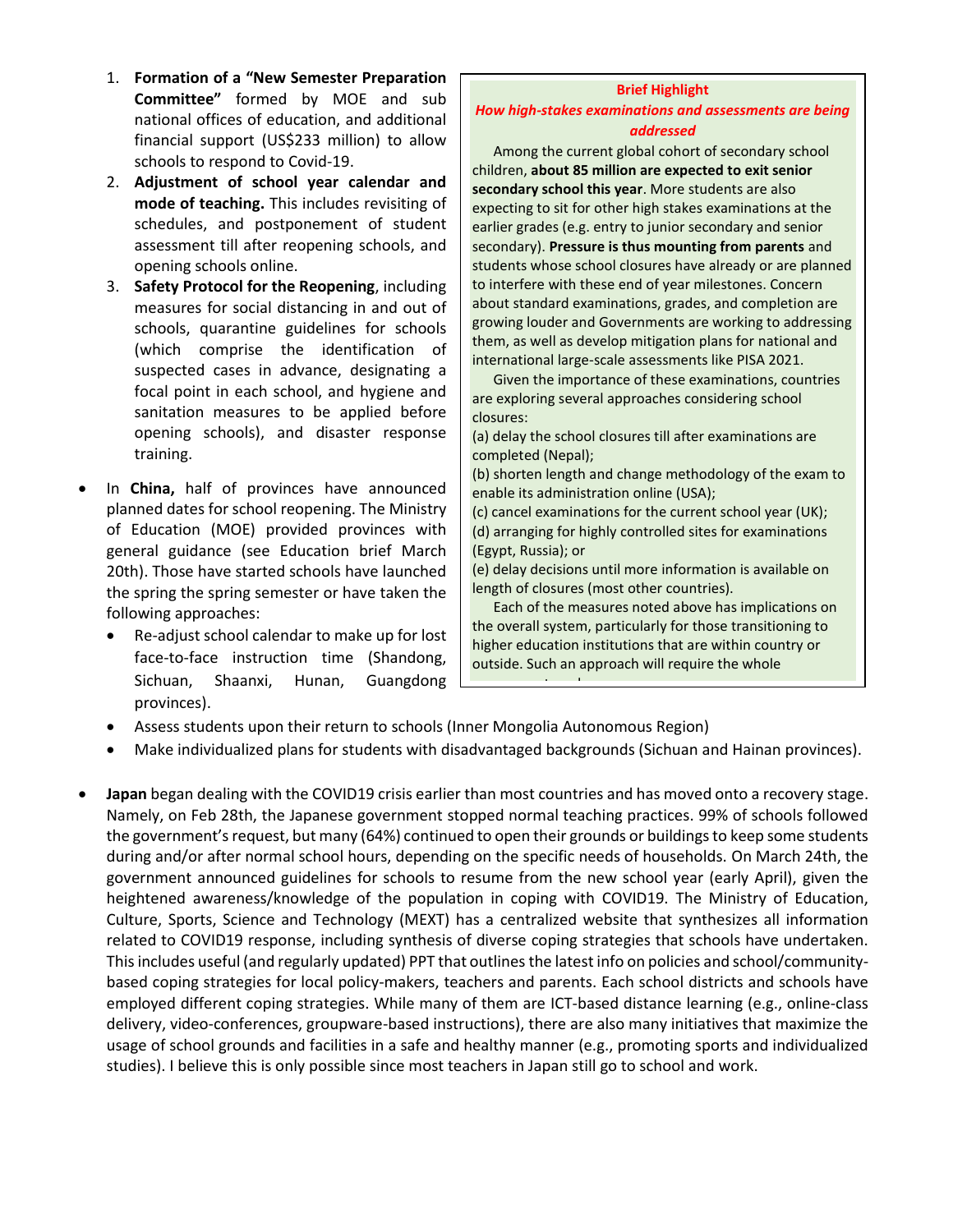1. **Formation of a "New Semester Preparation Committee"** formed by MOE and sub national offices of education, and additional financial support (US$233 million) to allow schools to respond to Covid-19.
2. **Adjustment of school year calendar and mode of teaching.** This includes revisiting of schedules, and postponement of student assessment till after reopening schools, and opening schools online.
3. **Safety Protocol for the Reopening**, including measures for social distancing in and out of schools, quarantine guidelines for schools (which comprise the identification of suspected cases in advance, designating a focal point in each school, and hygiene and sanitation measures to be applied before opening schools), and disaster response training.

- In **China,** half of provinces have announced planned dates for school reopening. The Ministry of Education (MOE) provided provinces with general guidance (see Education brief March 20th). Those have started schools have launched the spring the spring semester or have taken the following approaches:
  - Re-adjust school calendar to make up for lost face-to-face instruction time (Shandong, Sichuan, Shaanxi, Hunan, Guangdong provinces).
  - Assess students upon their return to schools (Inner Mongolia Autonomous Region)
  - Make individualized plans for students with disadvantaged backgrounds (Sichuan and Hainan provinces).

- **Japan** began dealing with the COVID19 crisis earlier than most countries and has moved onto a recovery stage. Namely, on Feb 28th, the Japanese government stopped normal teaching practices. 99% of schools followed the government's request, but many (64%) continued to open their grounds or buildings to keep some students during and/or after normal school hours, depending on the specific needs of households. On March 24th, the government announced guidelines for schools to resume from the new school year (early April), given the heightened awareness/knowledge of the population in coping with COVID19. The Ministry of Education, Culture, Sports, Science and Technology (MEXT) has a centralized website that synthesizes all information related to COVID19 response, including synthesis of diverse coping strategies that schools have undertaken. This includes useful (and regularly updated) PPT that outlines the latest info on policies and school/community-based coping strategies for local policy-makers, teachers and parents. Each school districts and schools have employed different coping strategies. While many of them are ICT-based distance learning (e.g., online-class delivery, video-conferences, groupware-based instructions), there are also many initiatives that maximize the usage of school grounds and facilities in a safe and healthy manner (e.g., promoting sports and individualized studies). I believe this is only possible since most teachers in Japan still go to school and work.

> **Brief Highlight**
>
> ***How high-stakes examinations and assessments are being addressed***
>
> Among the current global cohort of secondary school children, **about 85 million are expected to exit senior secondary school this year**. More students are also expecting to sit for other high stakes examinations at the earlier grades (e.g. entry to junior secondary and senior secondary). **Pressure is thus mounting from parents** and students whose school closures have already or are planned to interfere with these end of year milestones. Concern about standard examinations, grades, and completion are growing louder and Governments are working to addressing them, as well as develop mitigation plans for national and international large-scale assessments like PISA 2021.
>
> Given the importance of these examinations, countries are exploring several approaches considering school closures:
>
> (a) delay the school closures till after examinations are completed (Nepal);
> (b) shorten length and change methodology of the exam to enable its administration online (USA);
> (c) cancel examinations for the current school year (UK);
> (d) arranging for highly controlled sites for examinations (Egypt, Russia); or
> (e) delay decisions until more information is available on length of closures (most other countries).
>
> Each of the measures noted above has implications on the overall system, particularly for those transitioning to higher education institutions that are within country or outside. Such an approach will require the whole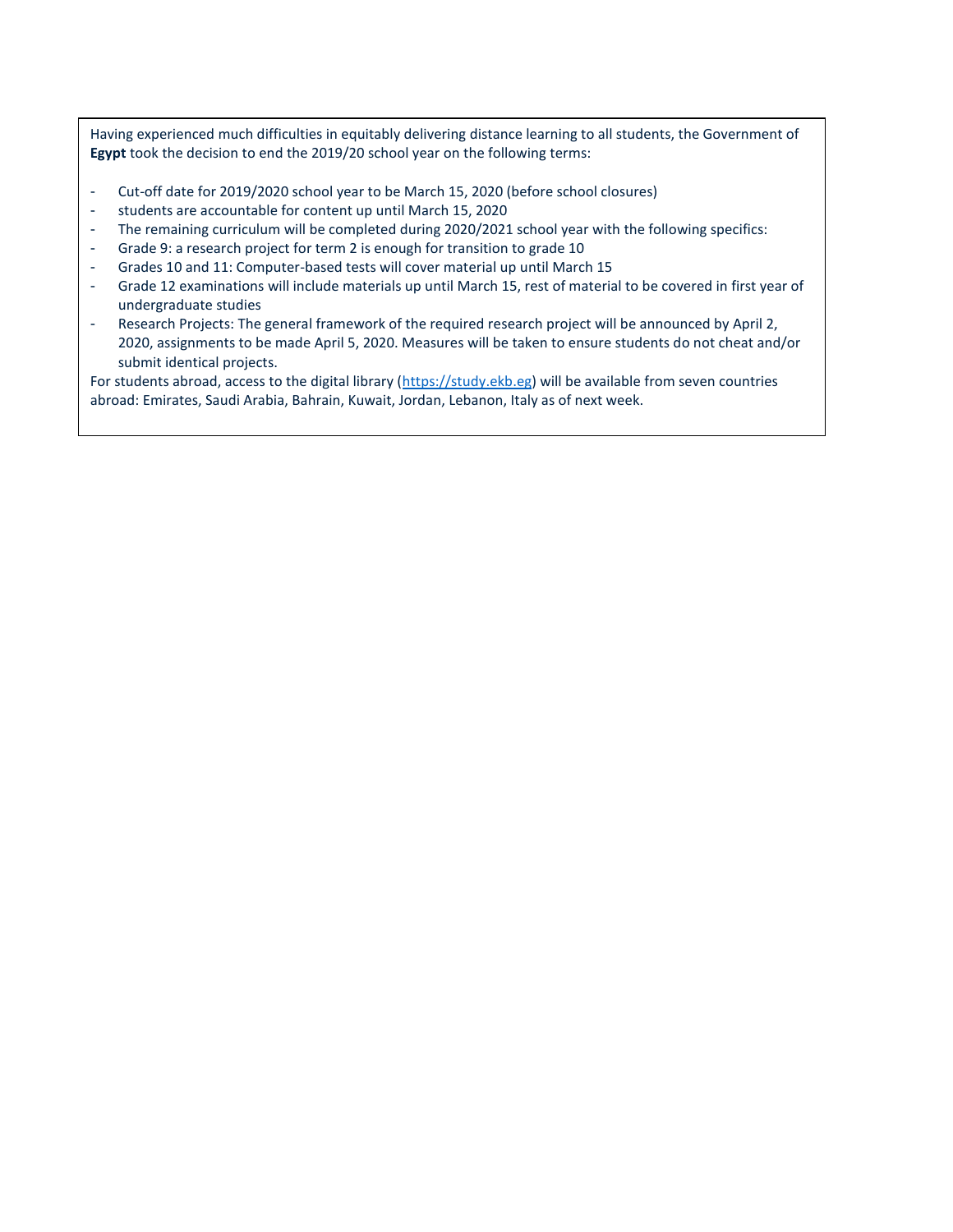Having experienced much difficulties in equitably delivering distance learning to all students, the Government of **Egypt** took the decision to end the 2019/20 school year on the following terms:

- Cut-off date for 2019/2020 school year to be March 15, 2020 (before school closures)
- students are accountable for content up until March 15, 2020
- The remaining curriculum will be completed during 2020/2021 school year with the following specifics:
- Grade 9: a research project for term 2 is enough for transition to grade 10
- Grades 10 and 11: Computer-based tests will cover material up until March 15
- Grade 12 examinations will include materials up until March 15, rest of material to be covered in first year of undergraduate studies
- Research Projects: The general framework of the required research project will be announced by April 2, 2020, assignments to be made April 5, 2020. Measures will be taken to ensure students do not cheat and/or submit identical projects.

For students abroad, access to the digital library (https://study.ekb.eg) will be available from seven countries abroad: Emirates, Saudi Arabia, Bahrain, Kuwait, Jordan, Lebanon, Italy as of next week.